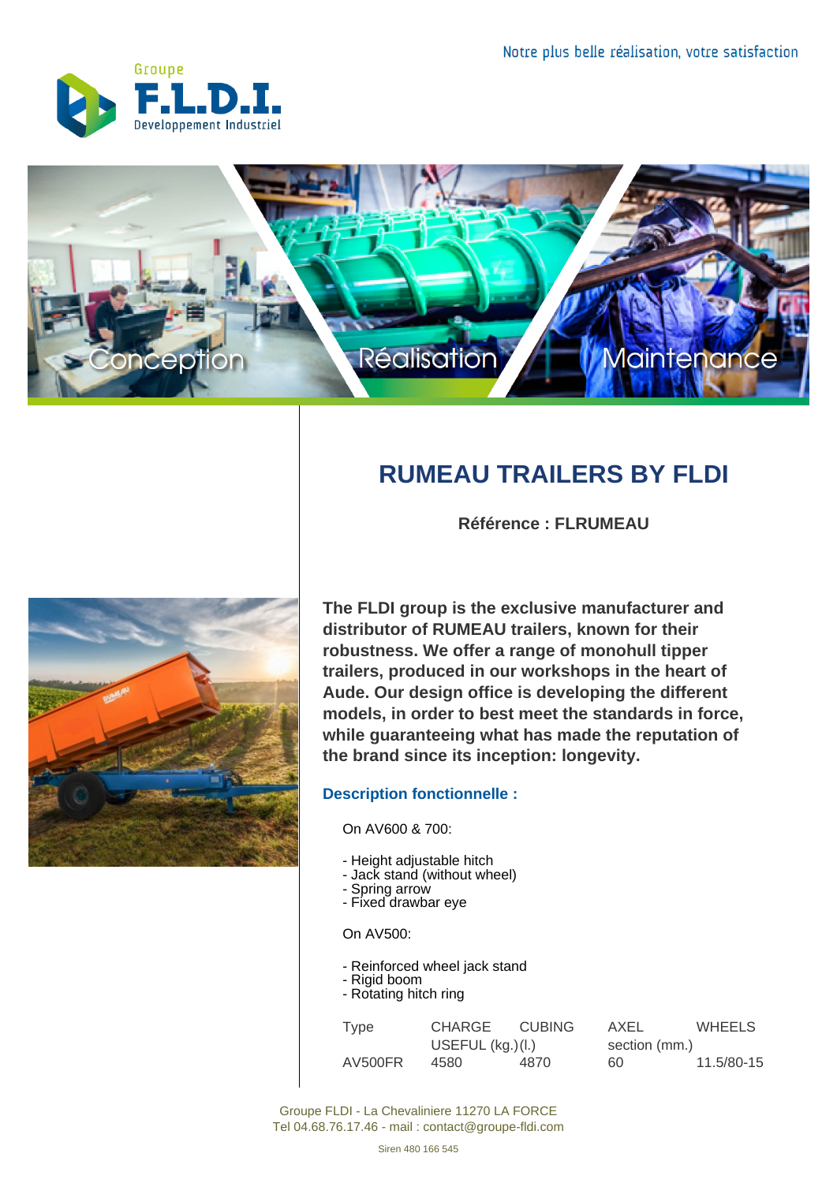Notre plus belle réalisation, votre satisfaction

Groupe **F.L.D.I.** Developpement Industriel

Conception — Réalisation — Maintenance

# RUMEAU TRAILERS BY FLDI

**Référence : FLRUMEAU**

**The FLDI group is the exclusive manufacturer and distributor of RUMEAU trailers, known for their robustness. We offer a range of monohull tipper trailers, produced in our workshops in the heart of Aude. Our design office is developing the different models, in order to best meet the standards in force, while guaranteeing what has made the reputation of the brand since its inception: longevity.**

## Description fonctionnelle :

On AV600 & 700:

- Height adjustable hitch
- Jack stand (without wheel)
- Spring arrow
- Fixed drawbar eye

On AV500:

- Reinforced wheel jack stand
- Rigid boom
- Rotating hitch ring

| Type | CHARGE USEFUL (kg.) | CUBING (l.) | AXEL section (mm.) | WHEELS |
| --- | --- | --- | --- | --- |
| AV500FR | 4580 | 4870 | 60 | 11.5/80-15 |

Groupe FLDI - La Chevaliniere 11270 LA FORCE
Tel 04.68.76.17.46 - mail : contact@groupe-fldi.com

Siren 480 166 545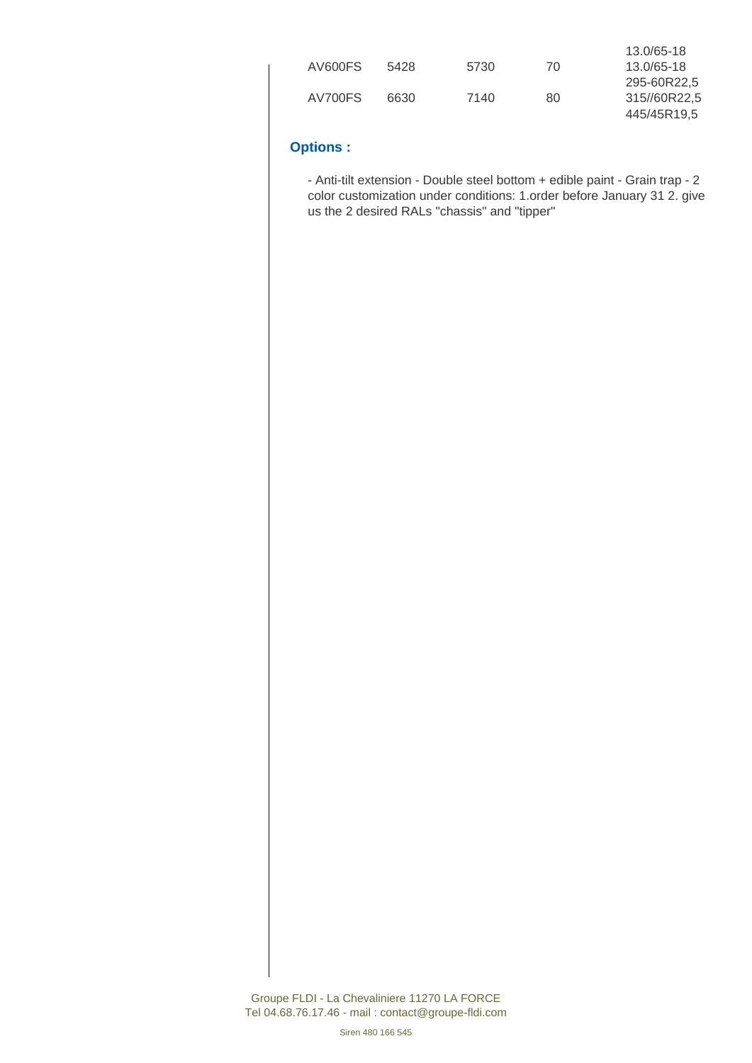| | | | | |
|---|---|---|---|---|
| | | | | 13.0/65-18 |
| AV600FS | 5428 | 5730 | 70 | 13.0/65-18 |
| | | | | 295-60R22,5 |
| AV700FS | 6630 | 7140 | 80 | 315//60R22,5 |
| | | | | 445/45R19,5 |

### Options :

- Anti-tilt extension - Double steel bottom + edible paint - Grain trap - 2 color customization under conditions: 1.order before January 31 2. give us the 2 desired RALs "chassis" and "tipper"

Groupe FLDI - La Chevaliniere 11270 LA FORCE
Tel 04.68.76.17.46 - mail : contact@groupe-fldi.com

Siren 480 166 545